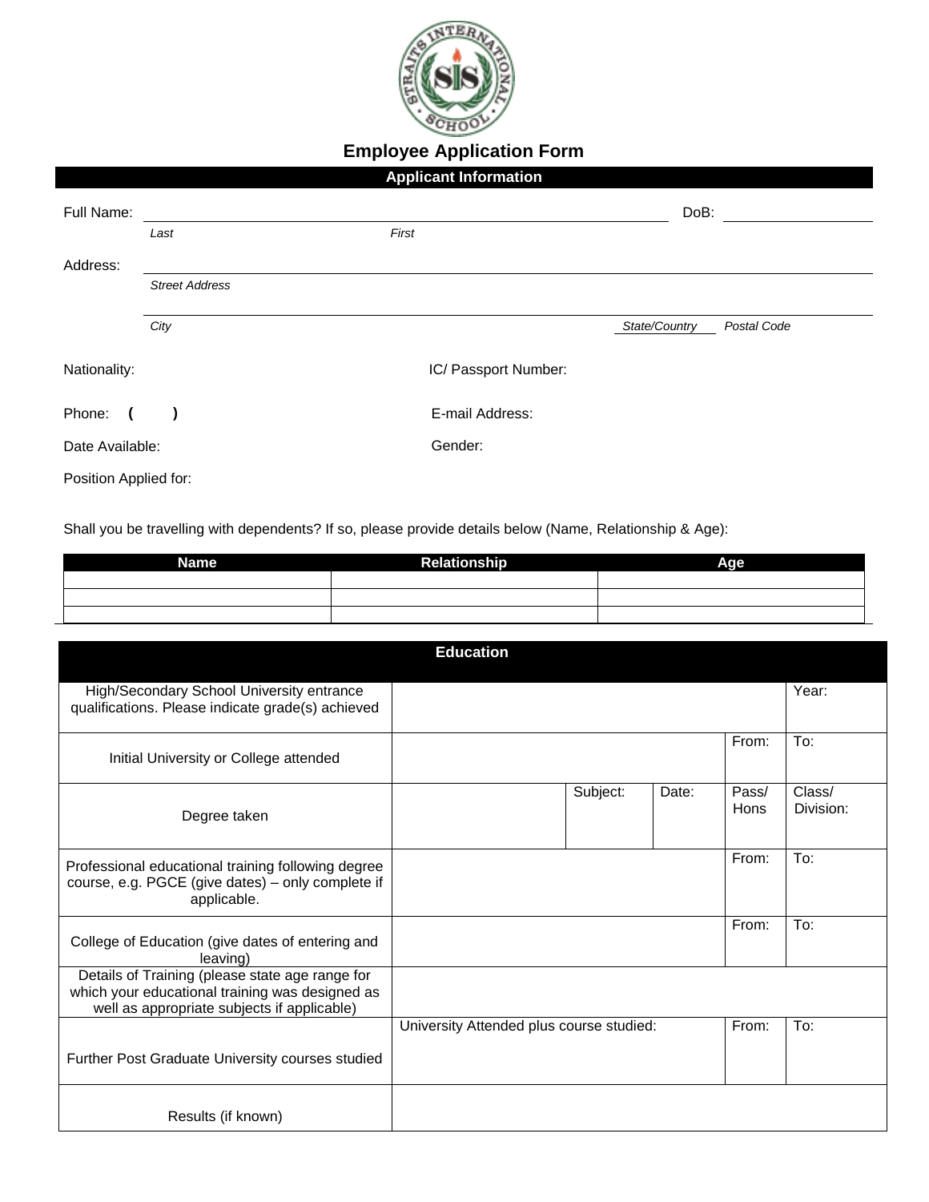# Employee Application Form

## Applicant Information

Full Name: ______________________________________________ DoB: ______________

*Last* *First*

Address: ______________________________________________

*Street Address*

______________________________________________

*City* *State/Country* *Postal Code*

Nationality: IC/ Passport Number:

Phone: **( )** E-mail Address:

Date Available: Gender:

Position Applied for:

Shall you be travelling with dependents? If so, please provide details below (Name, Relationship & Age):

| Name | Relationship | Age |
|---|---|---|
| | | |
| | | |
| | | |

## Education

| | | | | | |
|---|---|---|---|---|---|
| High/Secondary School University entrance qualifications. Please indicate grade(s) achieved | | | | | Year: |
| Initial University or College attended | | | | From: | To: |
| Degree taken | | Subject: | Date: | Pass/ Hons | Class/ Division: |
| Professional educational training following degree course, e.g. PGCE (give dates) – only complete if applicable. | | | | From: | To: |
| College of Education (give dates of entering and leaving) | | | | From: | To: |
| Details of Training (please state age range for which your educational training was designed as well as appropriate subjects if applicable) | | | | | |
| Further Post Graduate University courses studied | University Attended plus course studied: | | | From: | To: |
| Results (if known) | | | | | |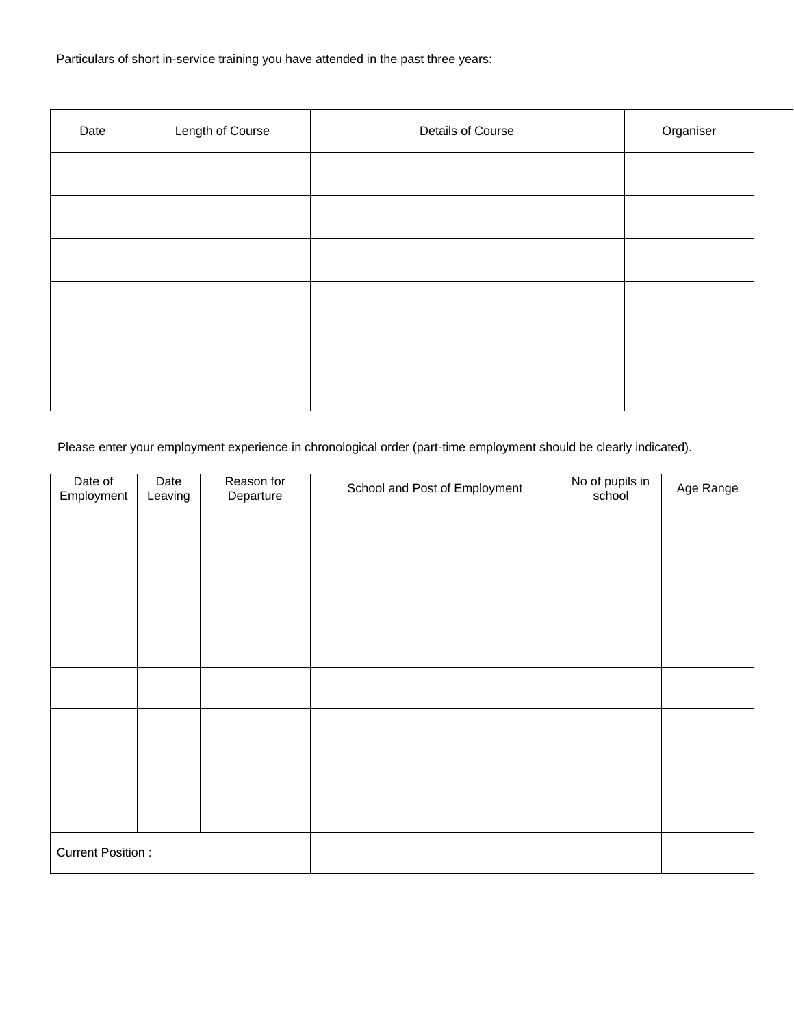Particulars of short in-service training you have attended in the past three years:

| Date | Length of Course | Details of Course | Organiser |
| --- | --- | --- | --- |
| | | | |
| | | | |
| | | | |
| | | | |
| | | | |
| | | | |

Please enter your employment experience in chronological order (part-time employment should be clearly indicated).

| Date of Employment | Date Leaving | Reason for Departure | School and Post of Employment | No of pupils in school | Age Range |
| --- | --- | --- | --- | --- | --- |
| | | | | | |
| | | | | | |
| | | | | | |
| | | | | | |
| | | | | | |
| | | | | | |
| | | | | | |
| | | | | | |
| Current Position : | | | | | |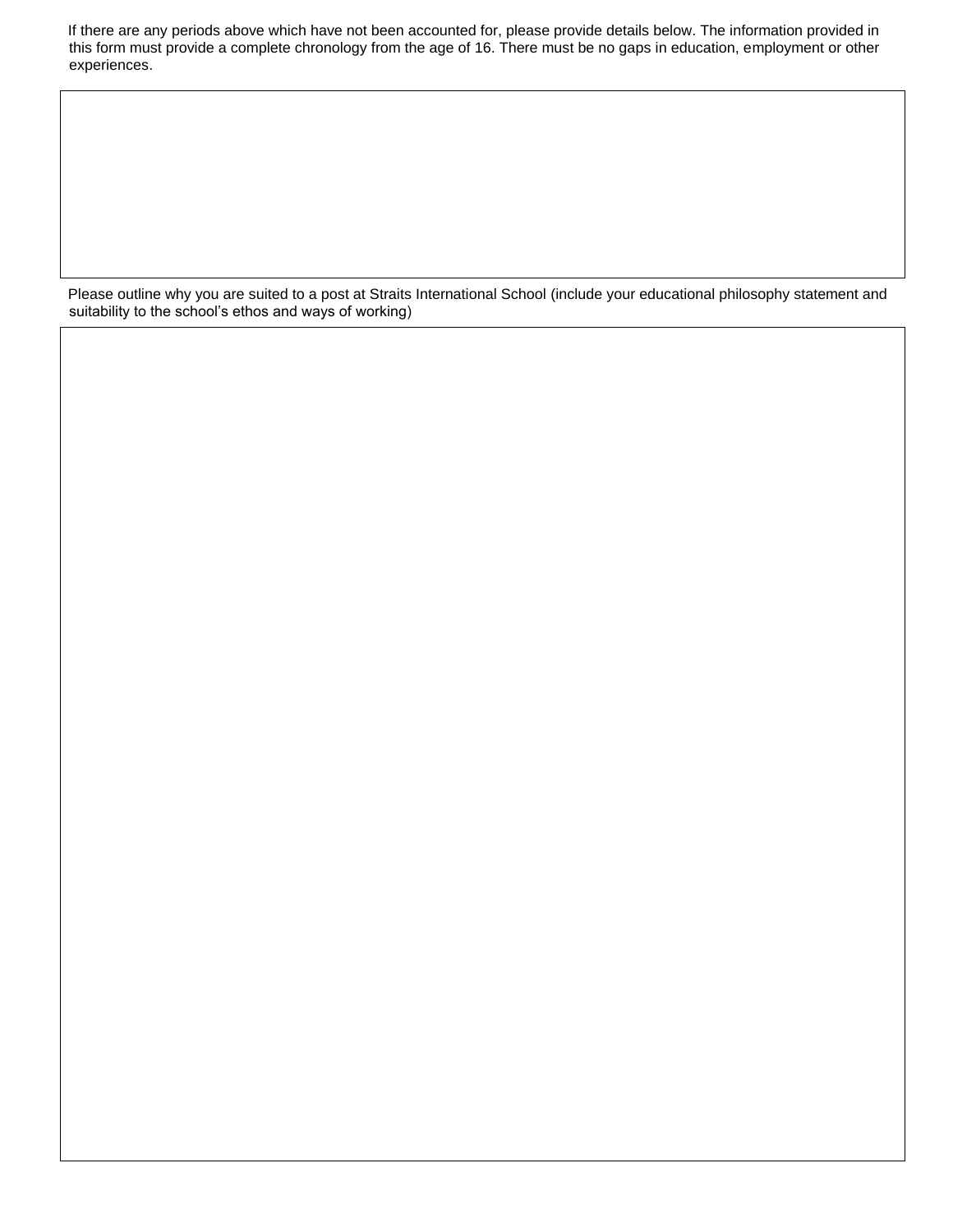If there are any periods above which have not been accounted for, please provide details below. The information provided in this form must provide a complete chronology from the age of 16. There must be no gaps in education, employment or other experiences.

| |
|---|
| |

Please outline why you are suited to a post at Straits International School (include your educational philosophy statement and suitability to the school's ethos and ways of working)

| |
|---|
| |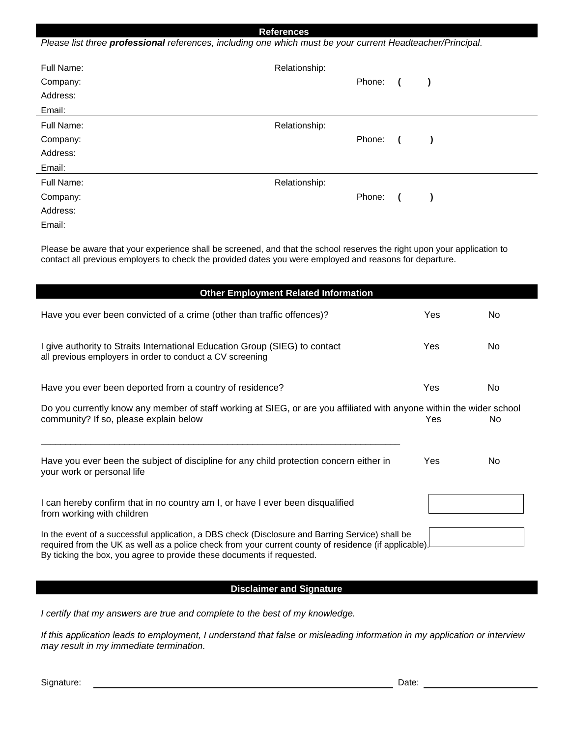## References

*Please list three **professional** references, including one which must be your current Headteacher/Principal.*

Full Name: Relationship:
Company: Phone: ( )
Address:
Email:

---

Full Name: Relationship:
Company: Phone: ( )
Address:
Email:

---

Full Name: Relationship:
Company: Phone: ( )
Address:
Email:

Please be aware that your experience shall be screened, and that the school reserves the right upon your application to contact all previous employers to check the provided dates you were employed and reasons for departure.

## Other Employment Related Information

| | | |
|---|---|---|
| Have you ever been convicted of a crime (other than traffic offences)? | Yes | No |
| I give authority to Straits International Education Group (SIEG) to contact all previous employers in order to conduct a CV screening | Yes | No |
| Have you ever been deported from a country of residence? | Yes | No |
| Do you currently know any member of staff working at SIEG, or are you affiliated with anyone within the wider school community? If so, please explain below | Yes | No |

_______________________________________________________________________

| | | |
|---|---|---|
| Have you ever been the subject of discipline for any child protection concern either in your work or personal life | Yes | No |

I can hereby confirm that in no country am I, or have I ever been disqualified from working with children ☐

In the event of a successful application, a DBS check (Disclosure and Barring Service) shall be required from the UK as well as a police check from your current county of residence (if applicable). By ticking the box, you agree to provide these documents if requested. ☐

## Disclaimer and Signature

*I certify that my answers are true and complete to the best of my knowledge.*

*If this application leads to employment, I understand that false or misleading information in my application or interview may result in my immediate termination.*

Signature: ______________________________ Date: ______________